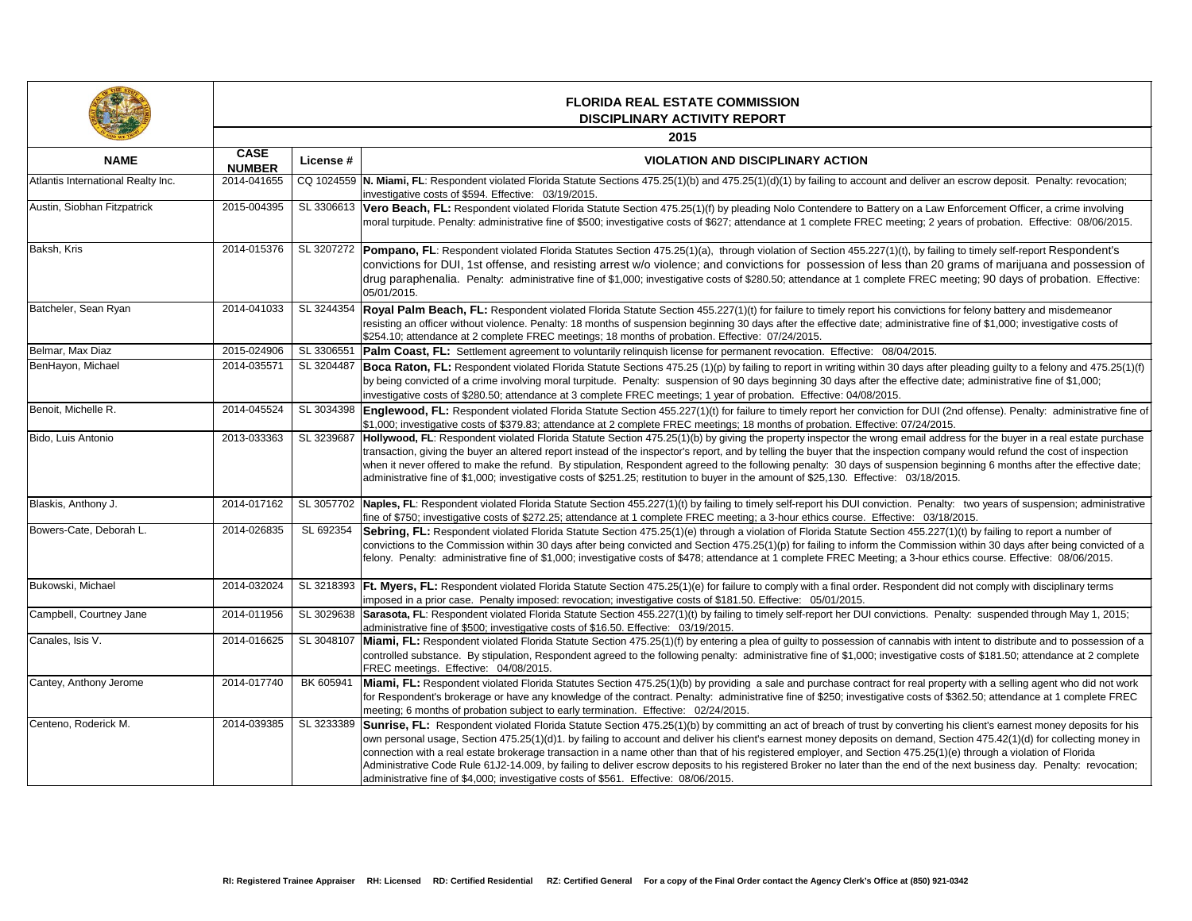# FLORIDA REAL ESTATE COMMISSION

## DISCIPLINARY ACTIVITY REPORT

### 2015

| NAME | CASE NUMBER | License # | VIOLATION AND DISCIPLINARY ACTION |
|---|---|---|---|
| Atlantis International Realty Inc. | 2014-041655 | CQ 1024559 | **N. Miami, FL**: Respondent violated Florida Statute Sections 475.25(1)(b) and 475.25(1)(d)(1) by failing to account and deliver an escrow deposit. Penalty: revocation; investigative costs of $594. Effective: 03/19/2015. |
| Austin, Siobhan Fitzpatrick | 2015-004395 | SL 3306613 | **Vero Beach, FL:** Respondent violated Florida Statute Section 475.25(1)(f) by pleading Nolo Contendere to Battery on a Law Enforcement Officer, a crime involving moral turpitude. Penalty: administrative fine of $500; investigative costs of $627; attendance at 1 complete FREC meeting; 2 years of probation. Effective: 08/06/2015. |
| Baksh, Kris | 2014-015376 | SL 3207272 | **Pompano, FL**: Respondent violated Florida Statutes Section 475.25(1)(a), through violation of Section 455.227(1)(t), by failing to timely self-report Respondent's convictions for DUI, 1st offense, and resisting arrest w/o violence; and convictions for possession of less than 20 grams of marijuana and possession of drug paraphenalia. Penalty: administrative fine of $1,000; investigative costs of $280.50; attendance at 1 complete FREC meeting; 90 days of probation. Effective: 05/01/2015. |
| Batcheler, Sean Ryan | 2014-041033 | SL 3244354 | **Royal Palm Beach, FL:** Respondent violated Florida Statute Section 455.227(1)(t) for failure to timely report his convictions for felony battery and misdemeanor resisting an officer without violence. Penalty: 18 months of suspension beginning 30 days after the effective date; administrative fine of $1,000; investigative costs of $254.10; attendance at 2 complete FREC meetings; 18 months of probation. Effective: 07/24/2015. |
| Belmar, Max Diaz | 2015-024906 | SL 3306551 | **Palm Coast, FL:** Settlement agreement to voluntarily relinquish license for permanent revocation. Effective: 08/04/2015. |
| BenHayon, Michael | 2014-035571 | SL 3204487 | **Boca Raton, FL:** Respondent violated Florida Statute Sections 475.25 (1)(p) by failing to report in writing within 30 days after pleading guilty to a felony and 475.25(1)(f) by being convicted of a crime involving moral turpitude. Penalty: suspension of 90 days beginning 30 days after the effective date; administrative fine of $1,000; investigative costs of $280.50; attendance at 3 complete FREC meetings; 1 year of probation. Effective: 04/08/2015. |
| Benoit, Michelle R. | 2014-045524 | SL 3034398 | **Englewood, FL:** Respondent violated Florida Statute Section 455.227(1)(t) for failure to timely report her conviction for DUI (2nd offense). Penalty: administrative fine of $1,000; investigative costs of $379.83; attendance at 2 complete FREC meetings; 18 months of probation. Effective: 07/24/2015. |
| Bido, Luis Antonio | 2013-033363 | SL 3239687 | **Hollywood, FL**: Respondent violated Florida Statute Section 475.25(1)(b) by giving the property inspector the wrong email address for the buyer in a real estate purchase transaction, giving the buyer an altered report instead of the inspector's report, and by telling the buyer that the inspection company would refund the cost of inspection when it never offered to make the refund. By stipulation, Respondent agreed to the following penalty: 30 days of suspension beginning 6 months after the effective date; administrative fine of $1,000; investigative costs of $251.25; restitution to buyer in the amount of $25,130. Effective: 03/18/2015. |
| Blaskis, Anthony J. | 2014-017162 | SL 3057702 | **Naples, FL**: Respondent violated Florida Statute Section 455.227(1)(t) by failing to timely self-report his DUI conviction. Penalty: two years of suspension; administrative fine of $750; investigative costs of $272.25; attendance at 1 complete FREC meeting; a 3-hour ethics course. Effective: 03/18/2015. |
| Bowers-Cate, Deborah L. | 2014-026835 | SL 692354 | **Sebring, FL:** Respondent violated Florida Statute Section 475.25(1)(e) through a violation of Florida Statute Section 455.227(1)(t) by failing to report a number of convictions to the Commission within 30 days after being convicted and Section 475.25(1)(p) for failing to inform the Commission within 30 days after being convicted of a felony. Penalty: administrative fine of $1,000; investigative costs of $478; attendance at 1 complete FREC Meeting; a 3-hour ethics course. Effective: 08/06/2015. |
| Bukowski, Michael | 2014-032024 | SL 3218393 | **Ft. Myers, FL:** Respondent violated Florida Statute Section 475.25(1)(e) for failure to comply with a final order. Respondent did not comply with disciplinary terms imposed in a prior case. Penalty imposed: revocation; investigative costs of $181.50. Effective: 05/01/2015. |
| Campbell, Courtney Jane | 2014-011956 | SL 3029638 | **Sarasota, FL**: Respondent violated Florida Statute Section 455.227(1)(t) by failing to timely self-report her DUI convictions. Penalty: suspended through May 1, 2015; administrative fine of $500; investigative costs of $16.50. Effective: 03/19/2015. |
| Canales, Isis V. | 2014-016625 | SL 3048107 | **Miami, FL:** Respondent violated Florida Statute Section 475.25(1)(f) by entering a plea of guilty to possession of cannabis with intent to distribute and to possession of a controlled substance. By stipulation, Respondent agreed to the following penalty: administrative fine of $1,000; investigative costs of $181.50; attendance at 2 complete FREC meetings. Effective: 04/08/2015. |
| Cantey, Anthony Jerome | 2014-017740 | BK 605941 | **Miami, FL:** Respondent violated Florida Statutes Section 475.25(1)(b) by providing a sale and purchase contract for real property with a selling agent who did not work for Respondent's brokerage or have any knowledge of the contract. Penalty: administrative fine of $250; investigative costs of $362.50; attendance at 1 complete FREC meeting; 6 months of probation subject to early termination. Effective: 02/24/2015. |
| Centeno, Roderick M. | 2014-039385 | SL 3233389 | **Sunrise, FL:** Respondent violated Florida Statute Section 475.25(1)(b) by committing an act of breach of trust by converting his client's earnest money deposits for his own personal usage, Section 475.25(1)(d)1. by failing to account and deliver his client's earnest money deposits on demand, Section 475.42(1)(d) for collecting money in connection with a real estate brokerage transaction in a name other than that of his registered employer, and Section 475.25(1)(e) through a violation of Florida Administrative Code Rule 61J2-14.009, by failing to deliver escrow deposits to his registered Broker no later than the end of the next business day. Penalty: revocation; administrative fine of $4,000; investigative costs of $561. Effective: 08/06/2015. |

RI: Registered Trainee Appraiser RH: Licensed RD: Certified Residential RZ: Certified General For a copy of the Final Order contact the Agency Clerk's Office at (850) 921-0342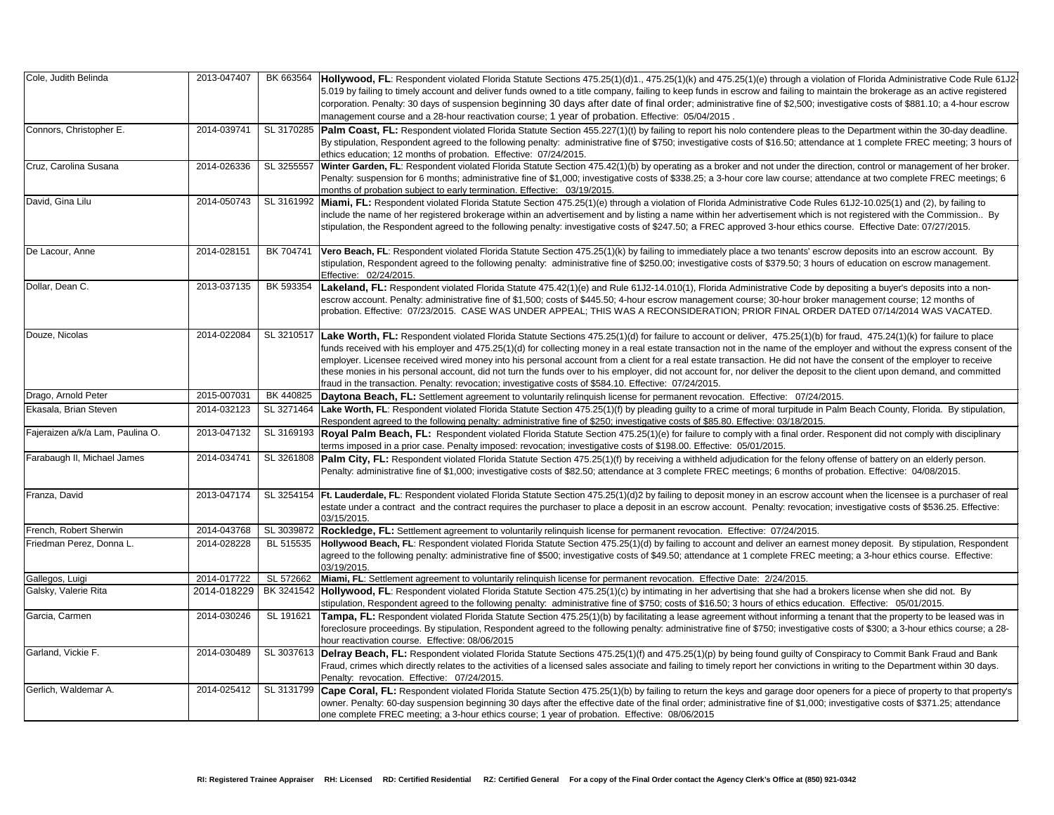| | | | |
|---|---|---|---|
| Cole, Judith Belinda | 2013-047407 | BK 663564 | **Hollywood, FL**: Respondent violated Florida Statute Sections 475.25(1)(d)1., 475.25(1)(k) and 475.25(1)(e) through a violation of Florida Administrative Code Rule 61J2-5.019 by failing to timely account and deliver funds owned to a title company, failing to keep funds in escrow and failing to maintain the brokerage as an active registered corporation. Penalty: 30 days of suspension beginning 30 days after date of final order; administrative fine of $2,500; investigative costs of $881.10; a 4-hour escrow management course and a 28-hour reactivation course; 1 year of probation. Effective: 05/04/2015 . |
| Connors, Christopher E. | 2014-039741 | SL 3170285 | **Palm Coast, FL:** Respondent violated Florida Statute Section 455.227(1)(t) by failing to report his nolo contendere pleas to the Department within the 30-day deadline. By stipulation, Respondent agreed to the following penalty: administrative fine of $750; investigative costs of $16.50; attendance at 1 complete FREC meeting; 3 hours of ethics education; 12 months of probation. Effective: 07/24/2015. |
| Cruz, Carolina Susana | 2014-026336 | SL 3255557 | **Winter Garden, FL**: Respondent violated Florida Statute Section 475.42(1)(b) by operating as a broker and not under the direction, control or management of her broker. Penalty: suspension for 6 months; administrative fine of $1,000; investigative costs of $338.25; a 3-hour core law course; attendance at two complete FREC meetings; 6 months of probation subject to early termination. Effective: 03/19/2015. |
| David, Gina Lilu | 2014-050743 | SL 3161992 | **Miami, FL:** Respondent violated Florida Statute Section 475.25(1)(e) through a violation of Florida Administrative Code Rules 61J2-10.025(1) and (2), by failing to include the name of her registered brokerage within an advertisement and by listing a name within her advertisement which is not registered with the Commission.. By stipulation, the Respondent agreed to the following penalty: investigative costs of $247.50; a FREC approved 3-hour ethics course. Effective Date: 07/27/2015. |
| De Lacour, Anne | 2014-028151 | BK 704741 | **Vero Beach, FL**: Respondent violated Florida Statute Section 475.25(1)(k) by failing to immediately place a two tenants' escrow deposits into an escrow account. By stipulation, Respondent agreed to the following penalty: administrative fine of $250.00; investigative costs of $379.50; 3 hours of education on escrow management. Effective: 02/24/2015. |
| Dollar, Dean C. | 2013-037135 | BK 593354 | **Lakeland, FL:** Respondent violated Florida Statute 475.42(1)(e) and Rule 61J2-14.010(1), Florida Administrative Code by depositing a buyer's deposits into a non-escrow account. Penalty: administrative fine of $1,500; costs of $445.50; 4-hour escrow management course; 30-hour broker management course; 12 months of probation. Effective: 07/23/2015. CASE WAS UNDER APPEAL; THIS WAS A RECONSIDERATION; PRIOR FINAL ORDER DATED 07/14/2014 WAS VACATED. |
| Douze, Nicolas | 2014-022084 | SL 3210517 | **Lake Worth, FL:** Respondent violated Florida Statute Sections 475.25(1)(d) for failure to account or deliver, 475.25(1)(b) for fraud, 475.24(1)(k) for failure to place funds received with his employer and 475.25(1)(d) for collecting money in a real estate transaction not in the name of the employer and without the express consent of the employer. Licensee received wired money into his personal account from a client for a real estate transaction. He did not have the consent of the employer to receive these monies in his personal account, did not turn the funds over to his employer, did not account for, nor deliver the deposit to the client upon demand, and committed fraud in the transaction. Penalty: revocation; investigative costs of $584.10. Effective: 07/24/2015. |
| Drago, Arnold Peter | 2015-007031 | BK 440825 | **Daytona Beach, FL:** Settlement agreement to voluntarily relinquish license for permanent revocation. Effective: 07/24/2015. |
| Ekasala, Brian Steven | 2014-032123 | SL 3271464 | **Lake Worth, FL**: Respondent violated Florida Statute Section 475.25(1)(f) by pleading guilty to a crime of moral turpitude in Palm Beach County, Florida. By stipulation, Respondent agreed to the following penalty: administrative fine of $250; investigative costs of $85.80. Effective: 03/18/2015. |
| Fajeraizen a/k/a Lam, Paulina O. | 2013-047132 | SL 3169193 | **Royal Palm Beach, FL:** Respondent violated Florida Statute Section 475.25(1)(e) for failure to comply with a final order. Reponent did not comply with disciplinary terms imposed in a prior case. Penalty imposed: revocation; investigative costs of $198.00. Effective: 05/01/2015. |
| Farabaugh II, Michael James | 2014-034741 | SL 3261808 | **Palm City, FL:** Respondent violated Florida Statute Section 475.25(1)(f) by receiving a withheld adjudication for the felony offense of battery on an elderly person. Penalty: administrative fine of $1,000; investigative costs of $82.50; attendance at 3 complete FREC meetings; 6 months of probation. Effective: 04/08/2015. |
| Franza, David | 2013-047174 | SL 3254154 | **Ft. Lauderdale, FL**: Respondent violated Florida Statute Section 475.25(1)(d)2 by failing to deposit money in an escrow account when the licensee is a purchaser of real estate under a contract and the contract requires the purchaser to place a deposit in an escrow account. Penalty: revocation; investigative costs of $536.25. Effective: 03/15/2015. |
| French, Robert Sherwin | 2014-043768 | SL 3039872 | **Rockledge, FL:** Settlement agreement to voluntarily relinquish license for permanent revocation. Effective: 07/24/2015. |
| Friedman Perez, Donna L. | 2014-028228 | BL 515535 | **Hollywood Beach, FL**: Respondent violated Florida Statute Section 475.25(1)(d) by failing to account and deliver an earnest money deposit. By stipulation, Respondent agreed to the following penalty: administrative fine of $500; investigative costs of $49.50; attendance at 1 complete FREC meeting; a 3-hour ethics course. Effective: 03/19/2015. |
| Gallegos, Luigi | 2014-017722 | SL 572662 | **Miami, FL**: Settlement agreement to voluntarily relinquish license for permanent revocation. Effective Date: 2/24/2015. |
| Galsky, Valerie Rita | 2014-018229 | BK 3241542 | **Hollywood, FL**: Respondent violated Florida Statute Section 475.25(1)(c) by intimating in her advertising that she had a brokers license when she did not. By stipulation, Respondent agreed to the following penalty: administrative fine of $750; costs of $16.50; 3 hours of ethics education. Effective: 05/01/2015. |
| Garcia, Carmen | 2014-030246 | SL 191621 | **Tampa, FL:** Respondent violated Florida Statute Section 475.25(1)(b) by facilitating a lease agreement without informing a tenant that the property to be leased was in foreclosure proceedings. By stipulation, Respondent agreed to the following penalty: administrative fine of $750; investigative costs of $300; a 3-hour ethics course; a 28-hour reactivation course. Effective: 08/06/2015 |
| Garland, Vickie F. | 2014-030489 | SL 3037613 | **Delray Beach, FL:** Respondent violated Florida Statute Sections 475.25(1)(f) and 475.25(1)(p) by being found guilty of Conspiracy to Commit Bank Fraud and Bank Fraud, crimes which directly relates to the activities of a licensed sales associate and failing to timely report her convictions in writing to the Department within 30 days. Penalty: revocation. Effective: 07/24/2015. |
| Gerlich, Waldemar A. | 2014-025412 | SL 3131799 | **Cape Coral, FL:** Respondent violated Florida Statute Section 475.25(1)(b) by failing to return the keys and garage door openers for a piece of property to that property's owner. Penalty: 60-day suspension beginning 30 days after the effective date of the final order; administrative fine of $1,000; investigative costs of $371.25; attendance one complete FREC meeting; a 3-hour ethics course; 1 year of probation. Effective: 08/06/2015 |

RI: Registered Trainee Appraiser RH: Licensed RD: Certified Residential RZ: Certified General For a copy of the Final Order contact the Agency Clerk's Office at (850) 921-0342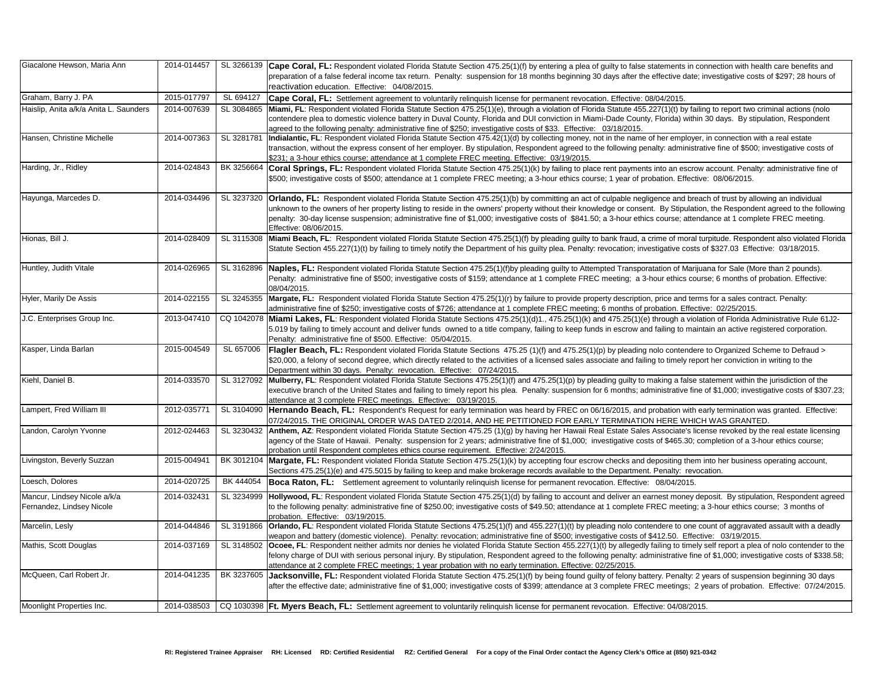| | | | |
|---|---|---|---|
| Giacalone Hewson, Maria Ann | 2014-014457 | SL 3266139 | **Cape Coral, FL:** Respondent violated Florida Statute Section 475.25(1)(f) by entering a plea of guilty to false statements in connection with health care benefits and preparation of a false federal income tax return. Penalty: suspension for 18 months beginning 30 days after the effective date; investigative costs of $297; 28 hours of reactivation education. Effective: 04/08/2015. |
| Graham, Barry J. PA | 2015-017797 | SL 694127 | **Cape Coral, FL:** Settlement agreement to voluntarily relinquish license for permanent revocation. Effective: 08/04/2015. |
| Haislip, Anita a/k/a Anita L. Saunders | 2014-007639 | SL 3084865 | **Miami, FL**: Respondent violated Florida Statute Section 475.25(1)(e), through a violation of Florida Statute 455.227(1)(t) by failing to report two criminal actions (nolo contendere plea to domestic violence battery in Duval County, Florida and DUI conviction in Miami-Dade County, Florida) within 30 days. By stipulation, Respondent agreed to the following penalty: administrative fine of $250; investigative costs of $33. Effective: 03/18/2015. |
| Hansen, Christine Michelle | 2014-007363 | SL 3281781 | **Indialantic, FL**: Respondent violated Florida Statute Section 475.42(1)(d) by collecting money, not in the name of her employer, in connection with a real estate transaction, without the express consent of her employer. By stipulation, Respondent agreed to the following penalty: administrative fine of $500; investigative costs of $231; a 3-hour ethics course; attendance at 1 complete FREC meeting. Effective: 03/19/2015. |
| Harding, Jr., Ridley | 2014-024843 | BK 3256664 | **Coral Springs, FL:** Respondent violated Florida Statute Section 475.25(1)(k) by failing to place rent payments into an escrow account. Penalty: administrative fine of $500; investigative costs of $500; attendance at 1 complete FREC meeting; a 3-hour ethics course; 1 year of probation. Effective: 08/06/2015. |
| Hayunga, Marcedes D. | 2014-034496 | SL 3237320 | **Orlando, FL:** Respondent violated Florida Statute Section 475.25(1)(b) by committing an act of culpable negligence and breach of trust by allowing an individual unknown to the owners of her property listing to reside in the owners' property without their knowledge or consent. By Stipulation, the Respondent agreed to the following penalty: 30-day license suspension; administrative fine of $1,000; investigative costs of $841.50; a 3-hour ethics course; attendance at 1 complete FREC meeting. Effective: 08/06/2015. |
| Hionas, Bill J. | 2014-028409 | SL 3115308 | **Miami Beach, FL**: Respondent violated Florida Statute Section 475.25(1)(f) by pleading guilty to bank fraud, a crime of moral turpitude. Respondent also violated Florida Statute Section 455.227(1)(t) by failing to timely notify the Department of his guilty plea. Penalty: revocation; investigative costs of $327.03 Effective: 03/18/2015. |
| Huntley, Judith Vitale | 2014-026965 | SL 3162896 | **Naples, FL:** Respondent violated Florida Statute Section 475.25(1)(f)by pleading guilty to Attempted Transporatation of Marijuana for Sale (More than 2 pounds). Penalty: administrative fine of $500; investigative costs of $159; attendance at 1 complete FREC meeting; a 3-hour ethics course; 6 months of probation. Effective: 08/04/2015. |
| Hyler, Marily De Assis | 2014-022155 | SL 3245355 | **Margate, FL:** Respondent violated Florida Statute Section 475.25(1)(r) by failure to provide property description, price and terms for a sales contract. Penalty: administrative fine of $250; investigative costs of $726; attendance at 1 complete FREC meeting; 6 months of probation. Effective: 02/25/2015. |
| J.C. Enterprises Group Inc. | 2013-047410 | CQ 1042078 | **Miami Lakes, FL**: Respondent violated Florida Statute Sections 475.25(1)(d)1., 475.25(1)(k) and 475.25(1)(e) through a violation of Florida Administrative Rule 61J2-5.019 by failing to timely account and deliver funds owned to a title company, failing to keep funds in escrow and failing to maintain an active registered corporation. Penalty: administrative fine of $500. Effective: 05/04/2015. |
| Kasper, Linda Barlan | 2015-004549 | SL 657006 | **Flagler Beach, FL:** Respondent violated Florida Statute Sections 475.25 (1)(f) and 475.25(1)(p) by pleading nolo contendere to Organized Scheme to Defraud > $20,000, a felony of second degree, which directly related to the activities of a licensed sales associate and failing to timely report her conviction in writing to the Department within 30 days. Penalty: revocation. Effective: 07/24/2015. |
| Kiehl, Daniel B. | 2014-033570 | SL 3127092 | **Mulberry, FL**: Respondent violated Florida Statute Sections 475.25(1)(f) and 475.25(1)(p) by pleading guilty to making a false statement within the jurisdiction of the executive branch of the United States and failing to timely report his plea. Penalty: suspension for 6 months; administrative fine of $1,000; investigative costs of $307.23; attendance at 3 complete FREC meetings. Effective: 03/19/2015. |
| Lampert, Fred William III | 2012-035771 | SL 3104090 | **Hernando Beach, FL:** Respondent's Request for early termination was heard by FREC on 06/16/2015, and probation with early termination was granted. Effective: 07/24/2015. THE ORIGINAL ORDER WAS DATED 2/2014, AND HE PETITIONED FOR EARLY TERMINATION HERE WHICH WAS GRANTED. |
| Landon, Carolyn Yvonne | 2012-024463 | SL 3230432 | **Anthem, AZ**: Respondent violated Florida Statute Section 475.25 (1)(g) by having her Hawaii Real Estate Sales Associate's license revoked by the real estate licensing agency of the State of Hawaii. Penalty: suspension for 2 years; administrative fine of $1,000; investigative costs of $465.30; completion of a 3-hour ethics course; probation until Respondent completes ethics course requirement. Effective: 2/24/2015. |
| Livingston, Beverly Suzzan | 2015-004941 | BK 3012104 | **Margate, FL:** Respondent violated Florida Statute Section 475.25(1)(k) by accepting four escrow checks and depositing them into her business operating account, Sections 475.25(1)(e) and 475.5015 by failing to keep and make brokerage records available to the Department. Penalty: revocation. |
| Loesch, Dolores | 2014-020725 | BK 444054 | **Boca Raton, FL:** Settlement agreement to voluntarily relinquish license for permanent revocation. Effective: 08/04/2015. |
| Mancur, Lindsey Nicole a/k/a Fernandez, Lindsey Nicole | 2014-032431 | SL 3234999 | **Hollywood, FL**: Respondent violated Florida Statute Section 475.25(1)(d) by failing to account and deliver an earnest money deposit. By stipulation, Respondent agreed to the following penalty: administrative fine of $250.00; investigative costs of $49.50; attendance at 1 complete FREC meeting; a 3-hour ethics course; 3 months of probation. Effective: 03/19/2015. |
| Marcelin, Lesly | 2014-044846 | SL 3191866 | **Orlando, FL**: Respondent violated Florida Statute Sections 475.25(1)(f) and 455.227(1)(t) by pleading nolo contendere to one count of aggravated assault with a deadly weapon and battery (domestic violence). Penalty: revocation; administrative fine of $500; investigative costs of $412.50. Effective: 03/19/2015. |
| Mathis, Scott Douglas | 2014-037169 | SL 3148502 | **Ocoee, FL**: Respondent neither admits nor denies he violated Florida Statute Section 455.227(1)(t) by allegedly failing to timely self report a plea of nolo contender to the felony charge of DUI with serious personal injury. By stipulation, Respondent agreed to the following penalty: administrative fine of $1,000; investigative costs of $338.58; attendance at 2 complete FREC meetings; 1 year probation with no early termination. Effective: 02/25/2015. |
| McQueen, Carl Robert Jr. | 2014-041235 | BK 3237605 | **Jacksonville, FL:** Respondent violated Florida Statute Section 475.25(1)(f) by being found guilty of felony battery. Penalty: 2 years of suspension beginning 30 days after the effective date; administrative fine of $1,000; investigative costs of $399; attendance at 3 complete FREC meetings; 2 years of probation. Effective: 07/24/2015. |
| Moonlight Properties Inc. | 2014-038503 | CQ 1030398 | **Ft. Myers Beach, FL:** Settlement agreement to voluntarily relinquish license for permanent revocation. Effective: 04/08/2015. |

RI: Registered Trainee Appraiser RH: Licensed RD: Certified Residential RZ: Certified General For a copy of the Final Order contact the Agency Clerk's Office at (850) 921-0342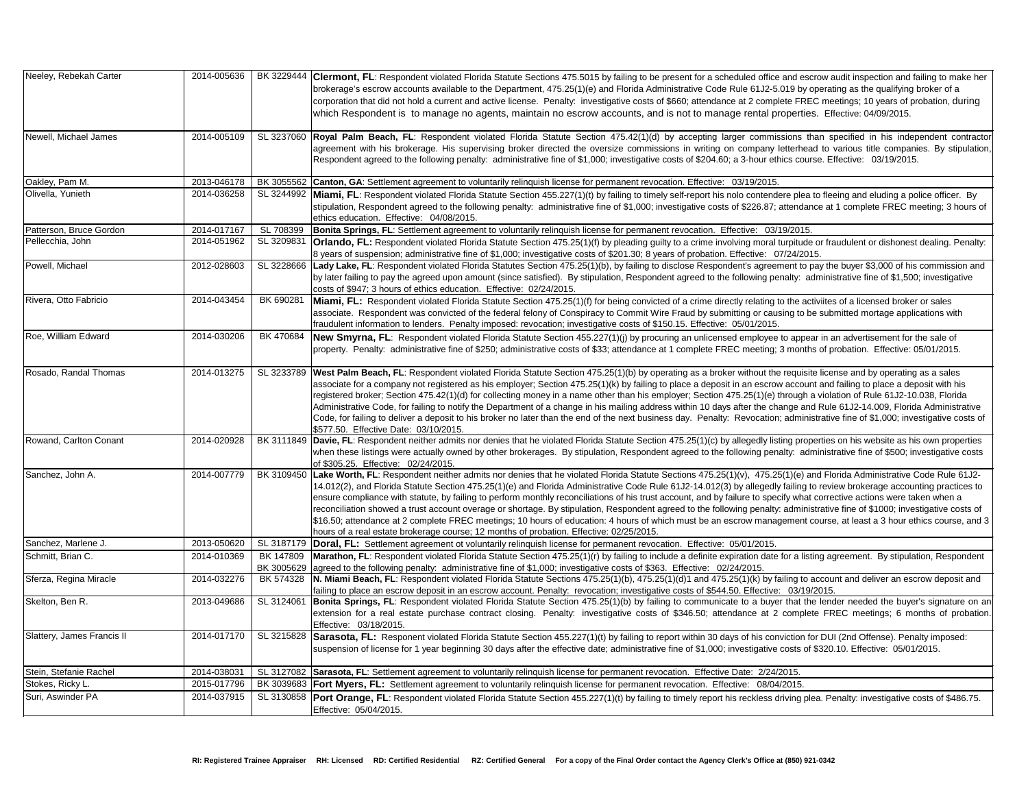| | | | |
|---|---|---|---|
| Neeley, Rebekah Carter | 2014-005636 | BK 3229444 | **Clermont, FL**: Respondent violated Florida Statute Sections 475.5015 by failing to be present for a scheduled office and escrow audit inspection and failing to make her brokerage's escrow accounts available to the Department, 475.25(1)(e) and Florida Administrative Code Rule 61J2-5.019 by operating as the qualifying broker of a corporation that did not hold a current and active license. Penalty: investigative costs of $660; attendance at 2 complete FREC meetings; 10 years of probation, during which Respondent is to manage no agents, maintain no escrow accounts, and is not to manage rental properties. Effective: 04/09/2015. |
| Newell, Michael James | 2014-005109 | SL 3237060 | **Royal Palm Beach, FL**: Respondent violated Florida Statute Section 475.42(1)(d) by accepting larger commissions than specified in his independent contractor agreement with his brokerage. His supervising broker directed the oversize commissions in writing on company letterhead to various title companies. By stipulation, Respondent agreed to the following penalty: administrative fine of $1,000; investigative costs of $204.60; a 3-hour ethics course. Effective: 03/19/2015. |
| Oakley, Pam M. | 2013-046178 | BK 3055562 | **Canton, GA**: Settlement agreement to voluntarily relinquish license for permanent revocation. Effective: 03/19/2015. |
| Olivella, Yunieth | 2014-036258 | SL 3244992 | **Miami, FL**: Respondent violated Florida Statute Section 455.227(1)(t) by failing to timely self-report his nolo contendere plea to fleeing and eluding a police officer. By stipulation, Respondent agreed to the following penalty: administrative fine of $1,000; investigative costs of $226.87; attendance at 1 complete FREC meeting; 3 hours of ethics education. Effective: 04/08/2015. |
| Patterson, Bruce Gordon | 2014-017167 | SL 708399 | **Bonita Springs, FL**: Settlement agreement to voluntarily relinquish license for permanent revocation. Effective: 03/19/2015. |
| Pellecchia, John | 2014-051962 | SL 3209831 | **Orlando, FL:** Respondent violated Florida Statute Section 475.25(1)(f) by pleading guilty to a crime involving moral turpitude or fraudulent or dishonest dealing. Penalty: 8 years of suspension; administrative fine of $1,000; investigative costs of $201.30; 8 years of probation. Effective: 07/24/2015. |
| Powell, Michael | 2012-028603 | SL 3228666 | **Lady Lake, FL**: Respondent violated Florida Statutes Section 475.25(1)(b), by failing to disclose Respondent's agreement to pay the buyer $3,000 of his commission and by later failing to pay the agreed upon amount (since satisfied). By stipulation, Respondent agreed to the following penalty: administrative fine of $1,500; investigative costs of $947; 3 hours of ethics education. Effective: 02/24/2015. |
| Rivera, Otto Fabricio | 2014-043454 | BK 690281 | **Miami, FL:** Respondent violated Florida Statute Section 475.25(1)(f) for being convicted of a crime directly relating to the activiites of a licensed broker or sales associate. Respondent was convicted of the federal felony of Conspiracy to Commit Wire Fraud by submitting or causing to be submitted mortage applications with fraudulent information to lenders. Penalty imposed: revocation; investigative costs of $150.15. Effective: 05/01/2015. |
| Roe, William Edward | 2014-030206 | BK 470684 | **New Smyrna, FL**: Respondent violated Florida Statute Section 455.227(1)(j) by procuring an unlicensed employee to appear in an advertisement for the sale of property. Penalty: administrative fine of $250; administrative costs of $33; attendance at 1 complete FREC meeting; 3 months of probation. Effective: 05/01/2015. |
| Rosado, Randal Thomas | 2014-013275 | SL 3233789 | **West Palm Beach, FL**: Respondent violated Florida Statute Section 475.25(1)(b) by operating as a broker without the requisite license and by operating as a sales associate for a company not registered as his employer; Section 475.25(1)(k) by failing to place a deposit in an escrow account and failing to place a deposit with his registered broker; Section 475.42(1)(d) for collecting money in a name other than his employer; Section 475.25(1)(e) through a violation of Rule 61J2-10.038, Florida Administrative Code, for failing to notify the Department of a change in his mailing address within 10 days after the change and Rule 61J2-14.009, Florida Administrative Code, for failing to deliver a deposit to his broker no later than the end of the next business day. Penalty: Revocation; administrative fine of $1,000; investigative costs of $577.50. Effective Date: 03/10/2015. |
| Rowand, Carlton Conant | 2014-020928 | BK 3111849 | **Davie, FL**: Respondent neither admits nor denies that he violated Florida Statute Section 475.25(1)(c) by allegedly listing properties on his website as his own properties when these listings were actually owned by other brokerages. By stipulation, Respondent agreed to the following penalty: administrative fine of $500; investigative costs of $305.25. Effective: 02/24/2015. |
| Sanchez, John A. | 2014-007779 | BK 3109450 | **Lake Worth, FL**: Respondent neither admits nor denies that he violated Florida Statute Sections 475.25(1)(v), 475.25(1)(e) and Florida Administrative Code Rule 61J2-14.012(2), and Florida Statute Section 475.25(1)(e) and Florida Administrative Code Rule 61J2-14.012(3) by allegedly failing to review brokerage accounting practices to ensure compliance with statute, by failing to perform monthly reconciliations of his trust account, and by failure to specify what corrective actions were taken when a reconciliation showed a trust account overage or shortage. By stipulation, Respondent agreed to the following penalty: administrative fine of $1000; investigative costs of $16.50; attendance at 2 complete FREC meetings; 10 hours of education: 4 hours of which must be an escrow management course, at least a 3 hour ethics course, and 3 hours of a real estate brokerage course; 12 months of probation. Effective: 02/25/2015. |
| Sanchez, Marlene J. | 2013-050620 | SL 3187179 | **Doral, FL:** Settlement agreement ot voluntarily relinquish license for permanent revocation. Effective: 05/01/2015. |
| Schmitt, Brian C. | 2014-010369 | BK 147809 BK 3005629 | **Marathon, FL**: Respondent violated Florida Statute Section 475.25(1)(r) by failing to include a definite expiration date for a listing agreement. By stipulation, Respondent agreed to the following penalty: administrative fine of $1,000; investigative costs of $363. Effective: 02/24/2015. |
| Sferza, Regina Miracle | 2014-032276 | BK 574328 | **N. Miami Beach, FL**: Respondent violated Florida Statute Sections 475.25(1)(b), 475.25(1)(d)1 and 475.25(1)(k) by failing to account and deliver an escrow deposit and failing to place an escrow deposit in an escrow account. Penalty: revocation; investigative costs of $544.50. Effective: 03/19/2015. |
| Skelton, Ben R. | 2013-049686 | SL 3124061 | **Bonita Springs, FL**: Respondent violated Florida Statute Section 475.25(1)(b) by failing to communicate to a buyer that the lender needed the buyer's signature on an extension for a real estate purchase contract closing. Penalty: investigative costs of $346.50; attendance at 2 complete FREC meetings; 6 months of probation. Effective: 03/18/2015. |
| Slattery, James Francis II | 2014-017170 | SL 3215828 | **Sarasota, FL:** Responent violated Florida Statute Section 455.227(1)(t) by failing to report within 30 days of his conviction for DUI (2nd Offense). Penalty imposed: suspension of license for 1 year beginning 30 days after the effective date; administrative fine of $1,000; investigative costs of $320.10. Effective: 05/01/2015. |
| Stein, Stefanie Rachel | 2014-038031 | SL 3127082 | **Sarasota, FL**: Settlement agreement to voluntarily relinquish license for permanent revocation. Effective Date: 2/24/2015. |
| Stokes, Ricky L. | 2015-017796 | BK 3039683 | **Fort Myers, FL:** Settlement agreement to voluntarily relinquish license for permanent revocation. Effective: 08/04/2015. |
| Suri, Aswinder PA | 2014-037915 | SL 3130858 | **Port Orange, FL**: Respondent violated Florida Statute Section 455.227(1)(t) by failing to timely report his reckless driving plea. Penalty: investigative costs of $486.75. Effective: 05/04/2015. |

**RI: Registered Trainee Appraiser RH: Licensed RD: Certified Residential RZ: Certified General For a copy of the Final Order contact the Agency Clerk's Office at (850) 921-0342**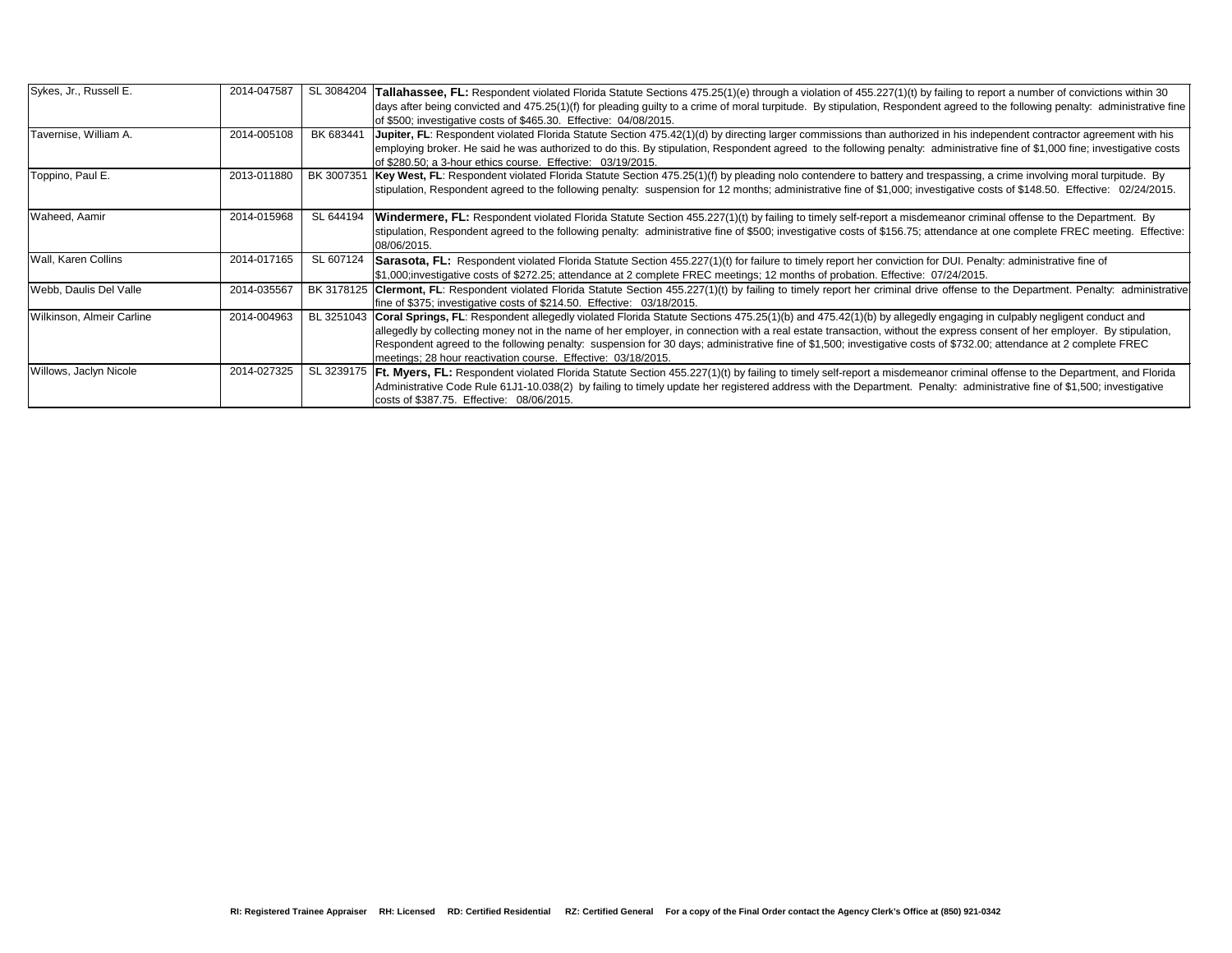| | | | |
|---|---|---|---|
| Sykes, Jr., Russell E. | 2014-047587 | SL 3084204 | **Tallahassee, FL:** Respondent violated Florida Statute Sections 475.25(1)(e) through a violation of 455.227(1)(t) by failing to report a number of convictions within 30 days after being convicted and 475.25(1)(f) for pleading guilty to a crime of moral turpitude. By stipulation, Respondent agreed to the following penalty: administrative fine of $500; investigative costs of $465.30. Effective: 04/08/2015. |
| Tavernise, William A. | 2014-005108 | BK 683441 | **Jupiter, FL**: Respondent violated Florida Statute Section 475.42(1)(d) by directing larger commissions than authorized in his independent contractor agreement with his employing broker. He said he was authorized to do this. By stipulation, Respondent agreed to the following penalty: administrative fine of $1,000 fine; investigative costs of $280.50; a 3-hour ethics course. Effective: 03/19/2015. |
| Toppino, Paul E. | 2013-011880 | BK 3007351 | **Key West, FL**: Respondent violated Florida Statute Section 475.25(1)(f) by pleading nolo contendere to battery and trespassing, a crime involving moral turpitude. By stipulation, Respondent agreed to the following penalty: suspension for 12 months; administrative fine of $1,000; investigative costs of $148.50. Effective: 02/24/2015. |
| Waheed, Aamir | 2014-015968 | SL 644194 | **Windermere, FL:** Respondent violated Florida Statute Section 455.227(1)(t) by failing to timely self-report a misdemeanor criminal offense to the Department. By stipulation, Respondent agreed to the following penalty: administrative fine of $500; investigative costs of $156.75; attendance at one complete FREC meeting. Effective: 08/06/2015. |
| Wall, Karen Collins | 2014-017165 | SL 607124 | **Sarasota, FL:** Respondent violated Florida Statute Section 455.227(1)(t) for failure to timely report her conviction for DUI. Penalty: administrative fine of $1,000;investigative costs of $272.25; attendance at 2 complete FREC meetings; 12 months of probation. Effective: 07/24/2015. |
| Webb, Daulis Del Valle | 2014-035567 | BK 3178125 | **Clermont, FL**: Respondent violated Florida Statute Section 455.227(1)(t) by failing to timely report her criminal drive offense to the Department. Penalty: administrative fine of $375; investigative costs of $214.50. Effective: 03/18/2015. |
| Wilkinson, Almeir Carline | 2014-004963 | BL 3251043 | **Coral Springs, FL**: Respondent allegedly violated Florida Statute Sections 475.25(1)(b) and 475.42(1)(b) by allegedly engaging in culpably negligent conduct and allegedly by collecting money not in the name of her employer, in connection with a real estate transaction, without the express consent of her employer. By stipulation, Respondent agreed to the following penalty: suspension for 30 days; administrative fine of $1,500; investigative costs of $732.00; attendance at 2 complete FREC meetings; 28 hour reactivation course. Effective: 03/18/2015. |
| Willows, Jaclyn Nicole | 2014-027325 | SL 3239175 | **Ft. Myers, FL:** Respondent violated Florida Statute Section 455.227(1)(t) by failing to timely self-report a misdemeanor criminal offense to the Department, and Florida Administrative Code Rule 61J1-10.038(2) by failing to timely update her registered address with the Department. Penalty: administrative fine of $1,500; investigative costs of $387.75. Effective: 08/06/2015. |

**RI: Registered Trainee Appraiser RH: Licensed RD: Certified Residential RZ: Certified General For a copy of the Final Order contact the Agency Clerk's Office at (850) 921-0342**